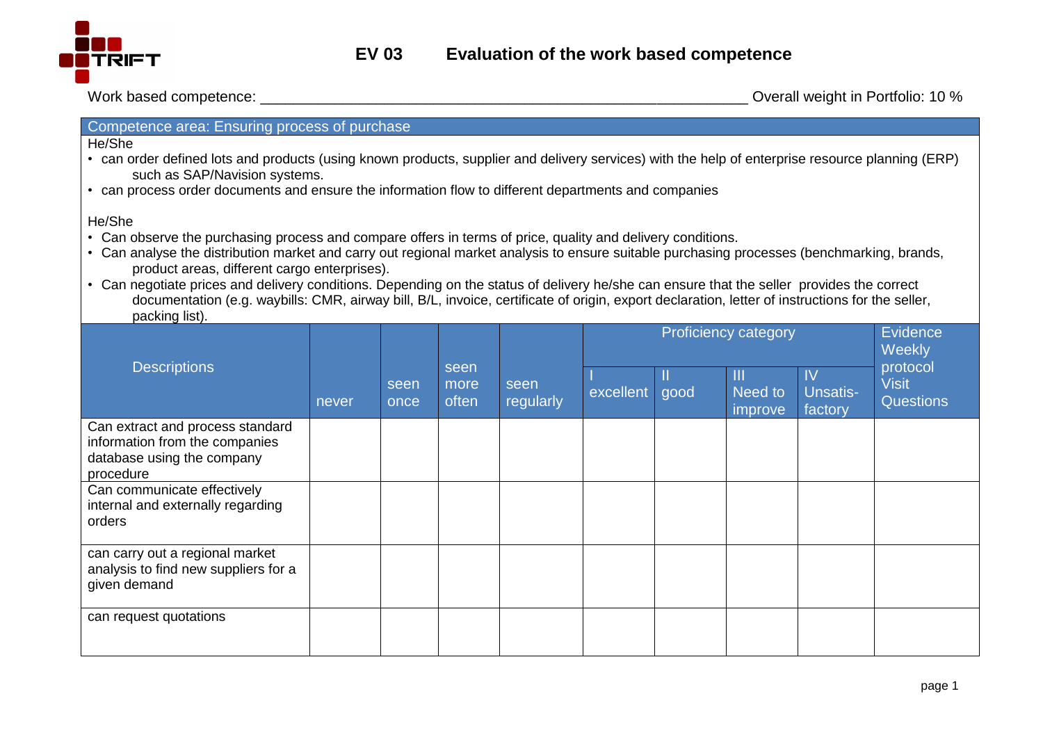# EV 03 Evaluation of the work based competence

Work based competence: ____________________________________________________________ Overall weight in Portfolio: 10 %

**Competence area: Ensuring process of purchase**

He/She

- can order defined lots and products (using known products, supplier and delivery services) with the help of enterprise resource planning (ERP) such as SAP/Navision systems.
- can process order documents and ensure the information flow to different departments and companies

He/She

- Can observe the purchasing process and compare offers in terms of price, quality and delivery conditions.
- Can analyse the distribution market and carry out regional market analysis to ensure suitable purchasing processes (benchmarking, brands, product areas, different cargo enterprises).
- Can negotiate prices and delivery conditions. Depending on the status of delivery he/she can ensure that the seller provides the correct documentation (e.g. waybills: CMR, airway bill, B/L, invoice, certificate of origin, export declaration, letter of instructions for the seller, packing list).

| Descriptions | never | seen once | seen more often | seen regularly | Proficiency category | | | | Evidence Weekly protocol Visit Questions |
|---|---|---|---|---|---|---|---|---|---|
| | | | | | I excellent | II good | III Need to improve | IV Unsatis-factory | |
| Can extract and process standard information from the companies database using the company procedure | | | | | | | | | |
| Can communicate effectively internal and externally regarding orders | | | | | | | | | |
| can carry out a regional market analysis to find new suppliers for a given demand | | | | | | | | | |
| can request quotations | | | | | | | | | |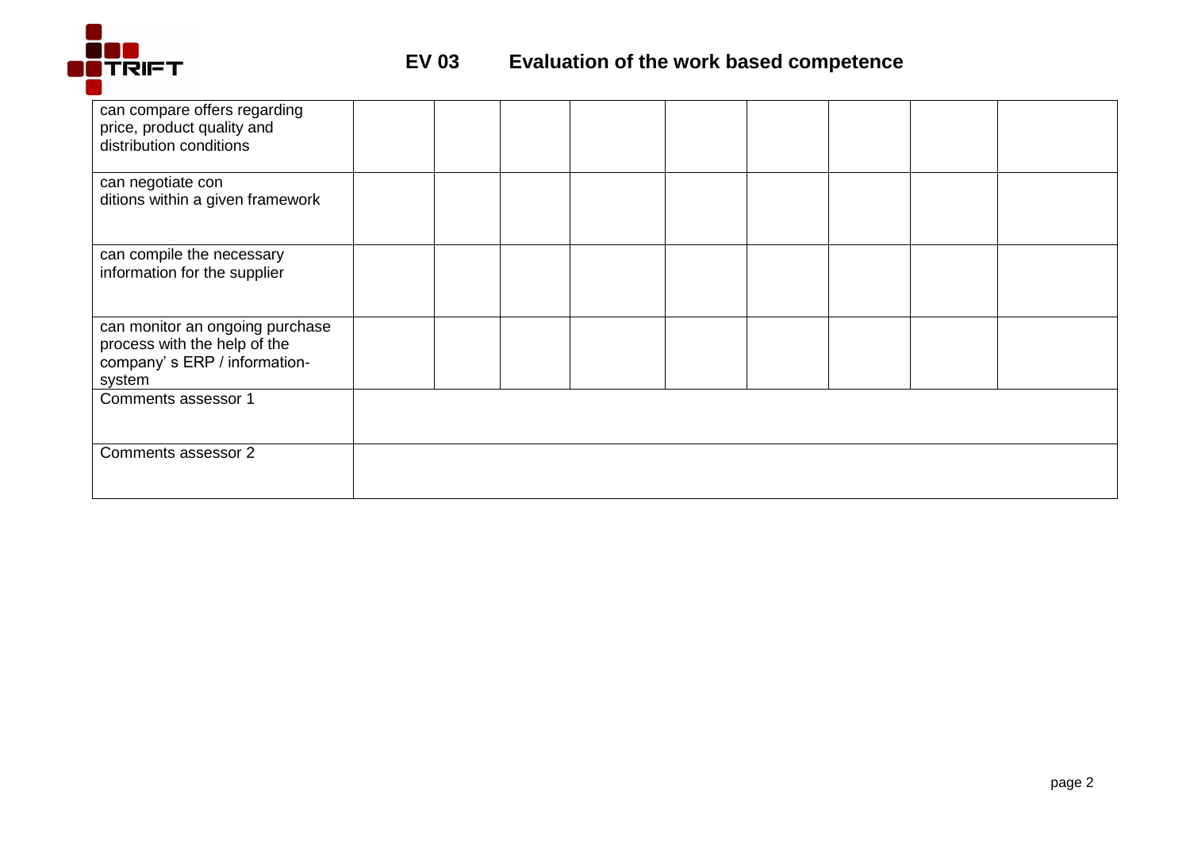| can compare offers regarding price, product quality and distribution conditions | | | | | | | | |
|---|---|---|---|---|---|---|---|---|
| can negotiate con ditions within a given framework | | | | | | | | |
| can compile the necessary information for the supplier | | | | | | | | |
| can monitor an ongoing purchase process with the help of the company' s ERP / information-system | | | | | | | | |
| Comments assessor 1 | | | | | | | | |
| Comments assessor 2 | | | | | | | | |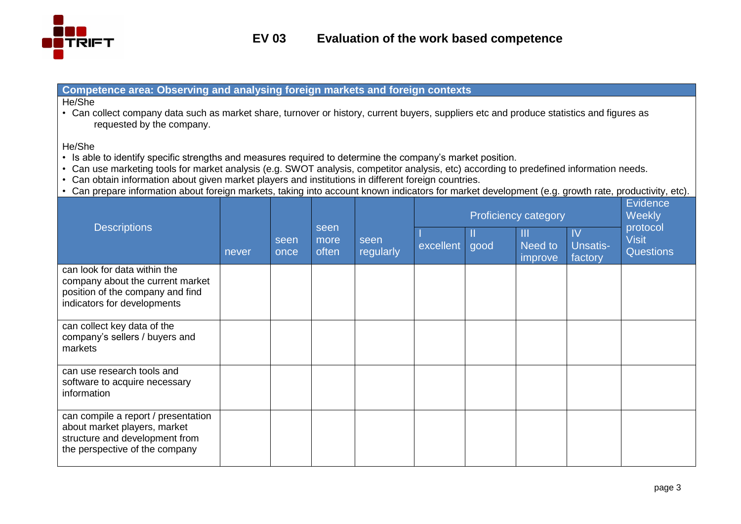## EV 03 Evaluation of the work based competence

**Competence area: Observing and analysing foreign markets and foreign contexts**

He/She

- Can collect company data such as market share, turnover or history, current buyers, suppliers etc and produce statistics and figures as requested by the company.

He/She

- Is able to identify specific strengths and measures required to determine the company's market position.
- Can use marketing tools for market analysis (e.g. SWOT analysis, competitor analysis, etc) according to predefined information needs.
- Can obtain information about given market players and institutions in different foreign countries.
- Can prepare information about foreign markets, taking into account known indicators for market development (e.g. growth rate, productivity, etc).

| Descriptions | never | seen once | seen more often | seen regularly | Proficiency category | | | | Evidence Weekly protocol Visit Questions |
|---|---|---|---|---|---|---|---|---|---|
| | | | | | I excellent | II good | III Need to improve | IV Unsatis-factory | |
| can look for data within the company about the current market position of the company and find indicators for developments | | | | | | | | | |
| can collect key data of the company's sellers / buyers and markets | | | | | | | | | |
| can use research tools and software to acquire necessary information | | | | | | | | | |
| can compile a report / presentation about market players, market structure and development from the perspective of the company | | | | | | | | | |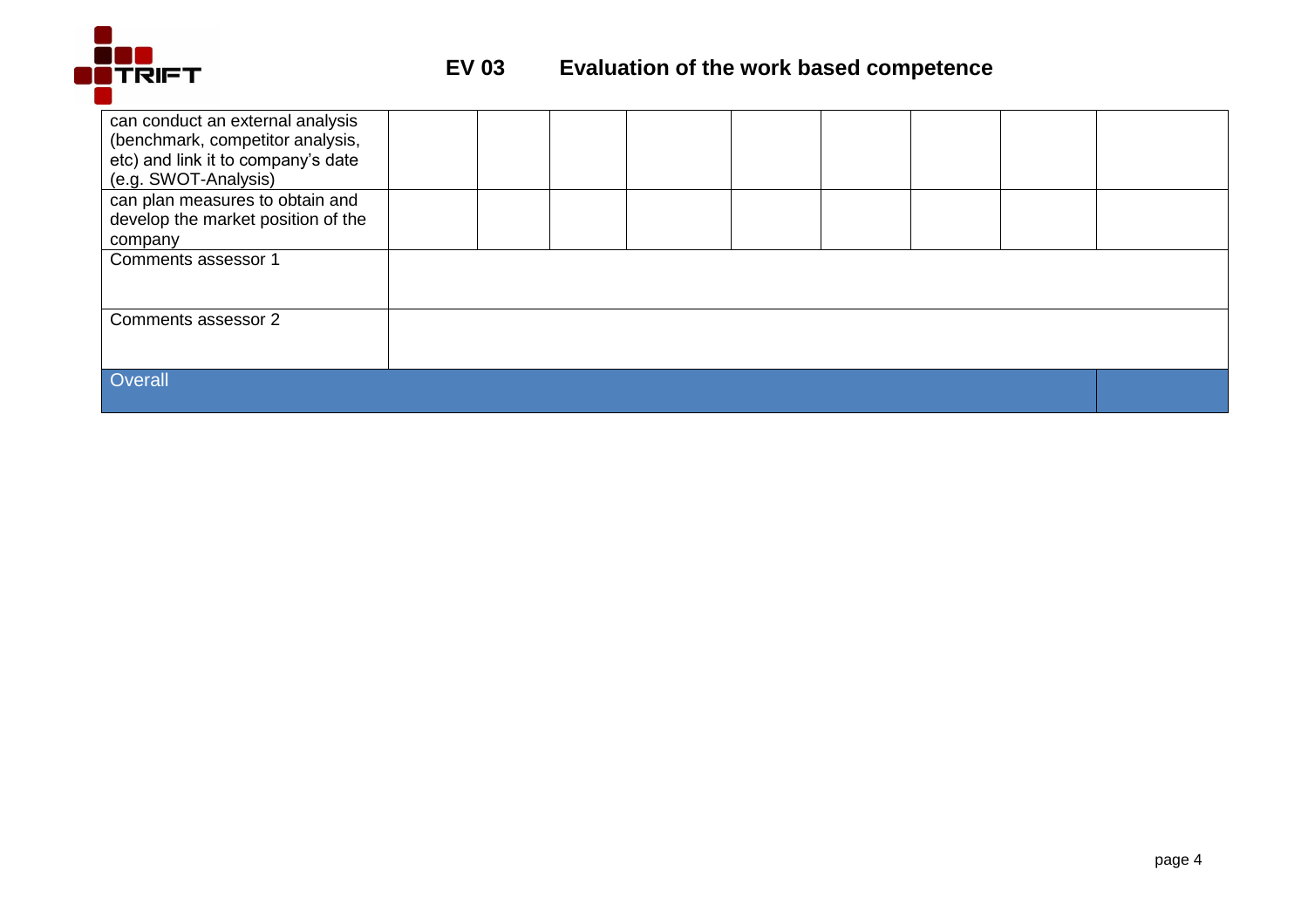# EV 03 Evaluation of the work based competence

| | | | | | | | | |
|---|---|---|---|---|---|---|---|---|
| can conduct an external analysis (benchmark, competitor analysis, etc) and link it to company's date (e.g. SWOT-Analysis) | | | | | | | | |
| can plan measures to obtain and develop the market position of the company | | | | | | | | |
| Comments assessor 1 | | | | | | | | |
| Comments assessor 2 | | | | | | | | |
| Overall | | | | | | | | |